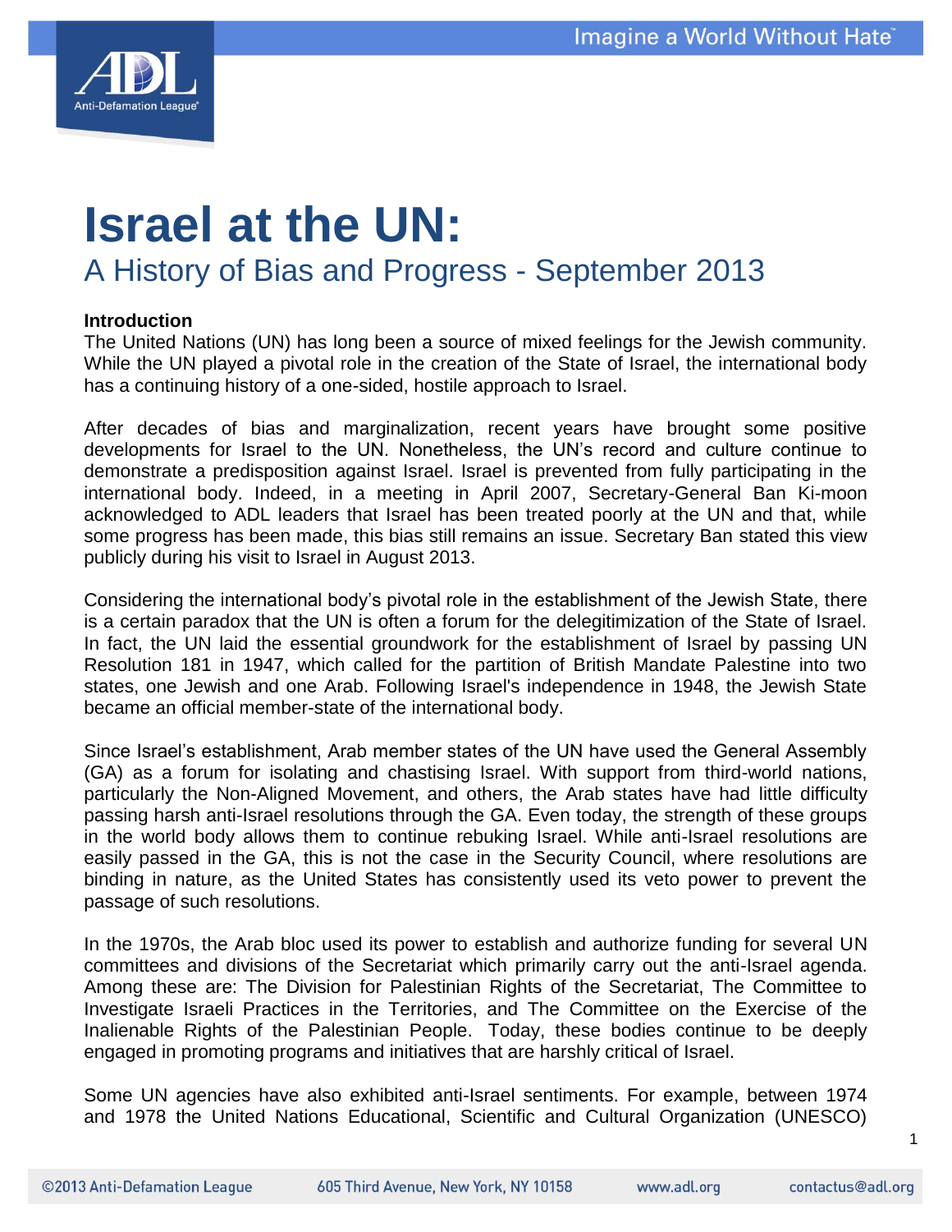# Israel at the UN:

## A History of Bias and Progress - September 2013

**Introduction**

The United Nations (UN) has long been a source of mixed feelings for the Jewish community. While the UN played a pivotal role in the creation of the State of Israel, the international body has a continuing history of a one-sided, hostile approach to Israel.

After decades of bias and marginalization, recent years have brought some positive developments for Israel to the UN. Nonetheless, the UN's record and culture continue to demonstrate a predisposition against Israel. Israel is prevented from fully participating in the international body. Indeed, in a meeting in April 2007, Secretary-General Ban Ki-moon acknowledged to ADL leaders that Israel has been treated poorly at the UN and that, while some progress has been made, this bias still remains an issue. Secretary Ban stated this view publicly during his visit to Israel in August 2013.

Considering the international body's pivotal role in the establishment of the Jewish State, there is a certain paradox that the UN is often a forum for the delegitimization of the State of Israel. In fact, the UN laid the essential groundwork for the establishment of Israel by passing UN Resolution 181 in 1947, which called for the partition of British Mandate Palestine into two states, one Jewish and one Arab. Following Israel's independence in 1948, the Jewish State became an official member-state of the international body.

Since Israel's establishment, Arab member states of the UN have used the General Assembly (GA) as a forum for isolating and chastising Israel. With support from third-world nations, particularly the Non-Aligned Movement, and others, the Arab states have had little difficulty passing harsh anti-Israel resolutions through the GA. Even today, the strength of these groups in the world body allows them to continue rebuking Israel. While anti-Israel resolutions are easily passed in the GA, this is not the case in the Security Council, where resolutions are binding in nature, as the United States has consistently used its veto power to prevent the passage of such resolutions.

In the 1970s, the Arab bloc used its power to establish and authorize funding for several UN committees and divisions of the Secretariat which primarily carry out the anti-Israel agenda. Among these are: The Division for Palestinian Rights of the Secretariat, The Committee to Investigate Israeli Practices in the Territories, and The Committee on the Exercise of the Inalienable Rights of the Palestinian People. Today, these bodies continue to be deeply engaged in promoting programs and initiatives that are harshly critical of Israel.

Some UN agencies have also exhibited anti-Israel sentiments. For example, between 1974 and 1978 the United Nations Educational, Scientific and Cultural Organization (UNESCO)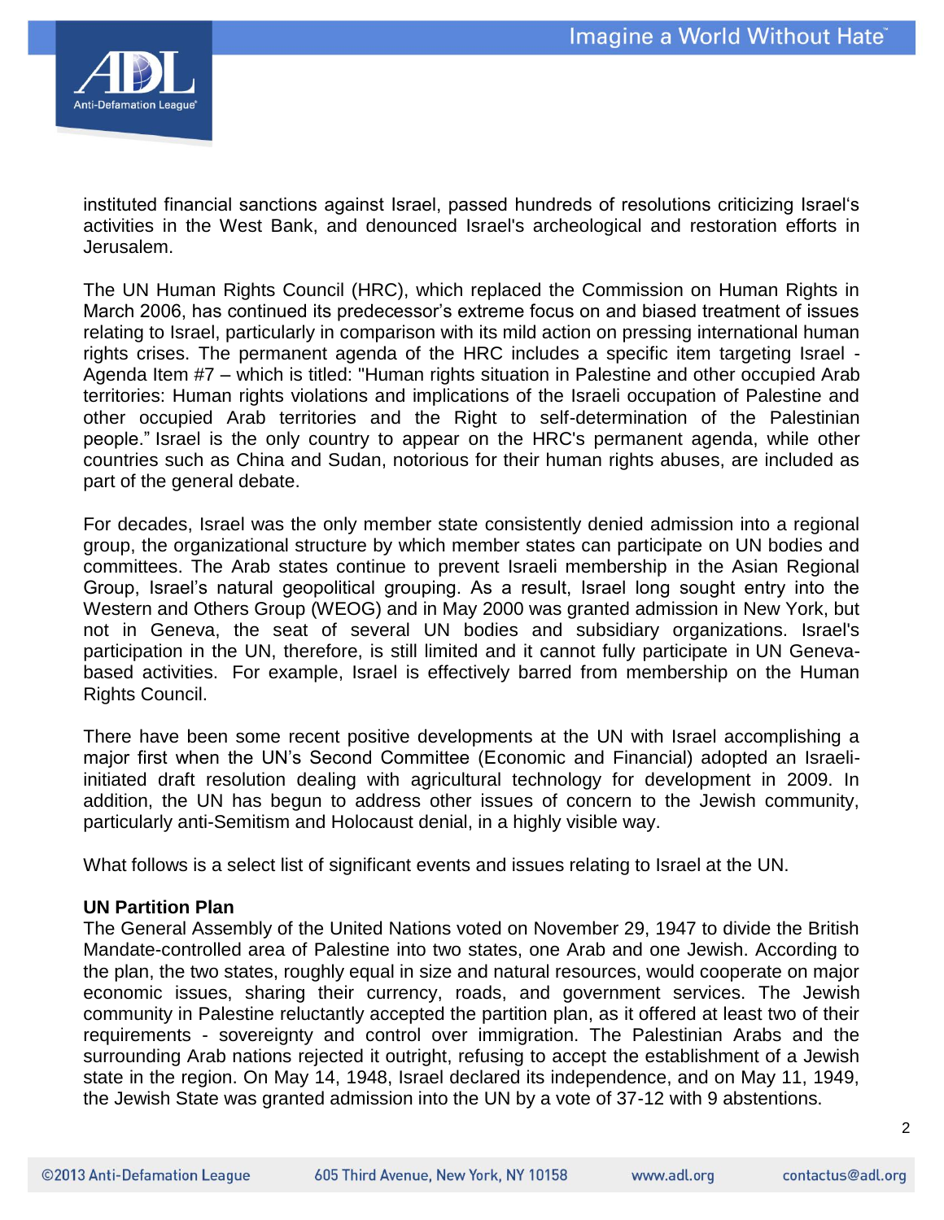instituted financial sanctions against Israel, passed hundreds of resolutions criticizing Israel's activities in the West Bank, and denounced Israel's archeological and restoration efforts in Jerusalem.

The UN Human Rights Council (HRC), which replaced the Commission on Human Rights in March 2006, has continued its predecessor's extreme focus on and biased treatment of issues relating to Israel, particularly in comparison with its mild action on pressing international human rights crises. The permanent agenda of the HRC includes a specific item targeting Israel - Agenda Item #7 – which is titled: "Human rights situation in Palestine and other occupied Arab territories: Human rights violations and implications of the Israeli occupation of Palestine and other occupied Arab territories and the Right to self-determination of the Palestinian people." Israel is the only country to appear on the HRC's permanent agenda, while other countries such as China and Sudan, notorious for their human rights abuses, are included as part of the general debate.

For decades, Israel was the only member state consistently denied admission into a regional group, the organizational structure by which member states can participate on UN bodies and committees. The Arab states continue to prevent Israeli membership in the Asian Regional Group, Israel's natural geopolitical grouping. As a result, Israel long sought entry into the Western and Others Group (WEOG) and in May 2000 was granted admission in New York, but not in Geneva, the seat of several UN bodies and subsidiary organizations. Israel's participation in the UN, therefore, is still limited and it cannot fully participate in UN Geneva-based activities. For example, Israel is effectively barred from membership on the Human Rights Council.

There have been some recent positive developments at the UN with Israel accomplishing a major first when the UN's Second Committee (Economic and Financial) adopted an Israeli-initiated draft resolution dealing with agricultural technology for development in 2009. In addition, the UN has begun to address other issues of concern to the Jewish community, particularly anti-Semitism and Holocaust denial, in a highly visible way.

What follows is a select list of significant events and issues relating to Israel at the UN.

**UN Partition Plan**

The General Assembly of the United Nations voted on November 29, 1947 to divide the British Mandate-controlled area of Palestine into two states, one Arab and one Jewish. According to the plan, the two states, roughly equal in size and natural resources, would cooperate on major economic issues, sharing their currency, roads, and government services. The Jewish community in Palestine reluctantly accepted the partition plan, as it offered at least two of their requirements - sovereignty and control over immigration. The Palestinian Arabs and the surrounding Arab nations rejected it outright, refusing to accept the establishment of a Jewish state in the region. On May 14, 1948, Israel declared its independence, and on May 11, 1949, the Jewish State was granted admission into the UN by a vote of 37-12 with 9 abstentions.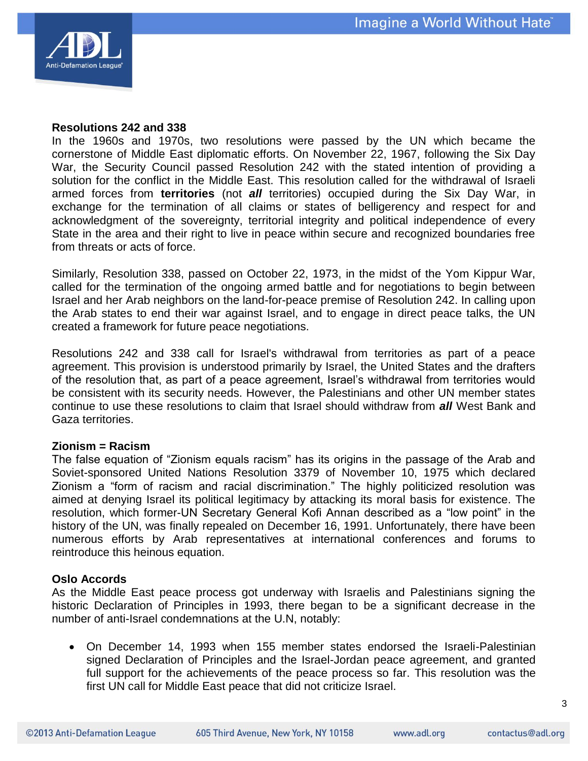**Resolutions 242 and 338**

In the 1960s and 1970s, two resolutions were passed by the UN which became the cornerstone of Middle East diplomatic efforts. On November 22, 1967, following the Six Day War, the Security Council passed Resolution 242 with the stated intention of providing a solution for the conflict in the Middle East. This resolution called for the withdrawal of Israeli armed forces from **territories** (not ***all*** territories) occupied during the Six Day War, in exchange for the termination of all claims or states of belligerency and respect for and acknowledgment of the sovereignty, territorial integrity and political independence of every State in the area and their right to live in peace within secure and recognized boundaries free from threats or acts of force.

Similarly, Resolution 338, passed on October 22, 1973, in the midst of the Yom Kippur War, called for the termination of the ongoing armed battle and for negotiations to begin between Israel and her Arab neighbors on the land-for-peace premise of Resolution 242. In calling upon the Arab states to end their war against Israel, and to engage in direct peace talks, the UN created a framework for future peace negotiations.

Resolutions 242 and 338 call for Israel's withdrawal from territories as part of a peace agreement. This provision is understood primarily by Israel, the United States and the drafters of the resolution that, as part of a peace agreement, Israel's withdrawal from territories would be consistent with its security needs. However, the Palestinians and other UN member states continue to use these resolutions to claim that Israel should withdraw from ***all*** West Bank and Gaza territories.

**Zionism = Racism**

The false equation of "Zionism equals racism" has its origins in the passage of the Arab and Soviet-sponsored United Nations Resolution 3379 of November 10, 1975 which declared Zionism a "form of racism and racial discrimination." The highly politicized resolution was aimed at denying Israel its political legitimacy by attacking its moral basis for existence. The resolution, which former-UN Secretary General Kofi Annan described as a "low point" in the history of the UN, was finally repealed on December 16, 1991. Unfortunately, there have been numerous efforts by Arab representatives at international conferences and forums to reintroduce this heinous equation.

**Oslo Accords**

As the Middle East peace process got underway with Israelis and Palestinians signing the historic Declaration of Principles in 1993, there began to be a significant decrease in the number of anti-Israel condemnations at the U.N, notably:

- On December 14, 1993 when 155 member states endorsed the Israeli-Palestinian signed Declaration of Principles and the Israel-Jordan peace agreement, and granted full support for the achievements of the peace process so far. This resolution was the first UN call for Middle East peace that did not criticize Israel.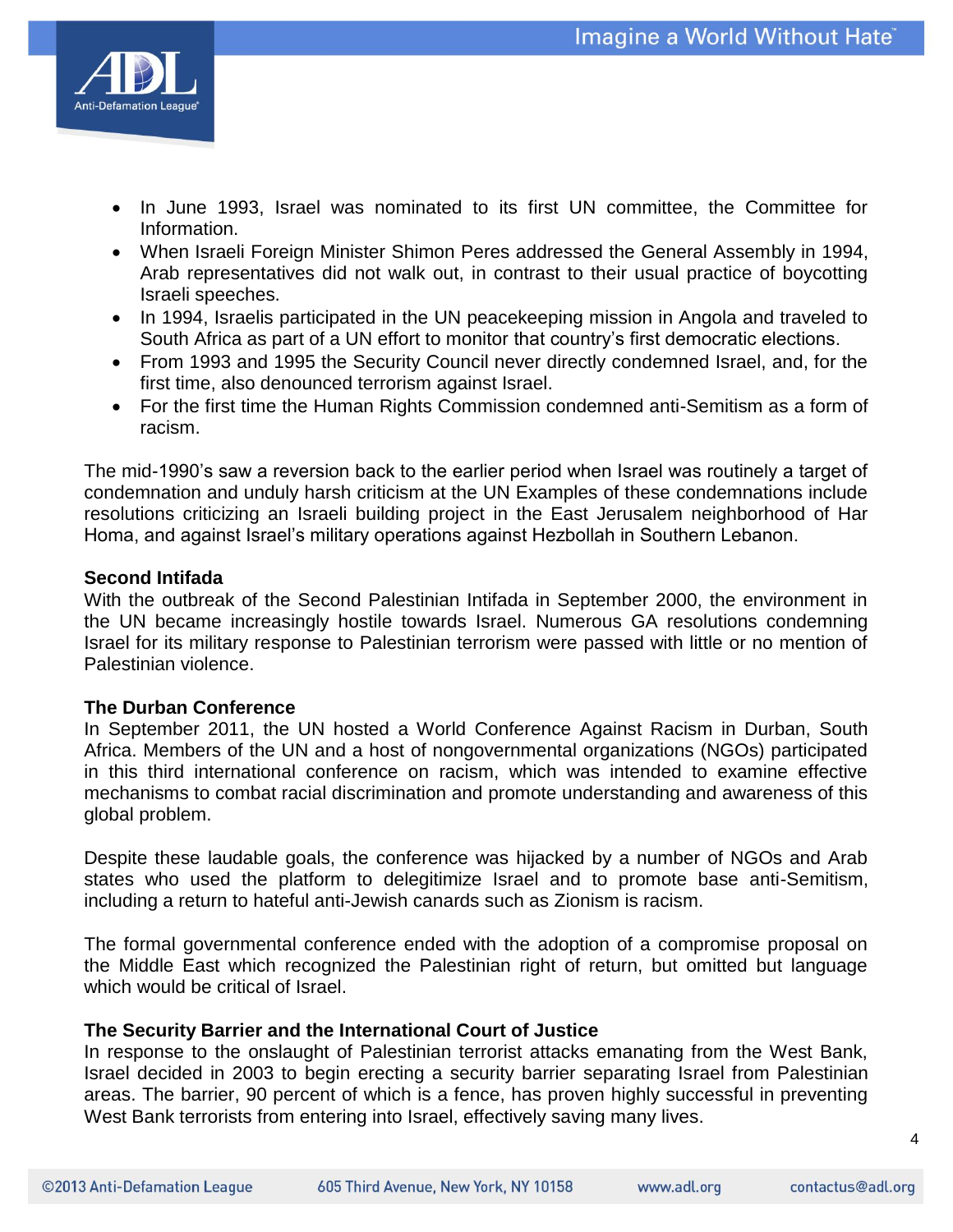- In June 1993, Israel was nominated to its first UN committee, the Committee for Information.
- When Israeli Foreign Minister Shimon Peres addressed the General Assembly in 1994, Arab representatives did not walk out, in contrast to their usual practice of boycotting Israeli speeches.
- In 1994, Israelis participated in the UN peacekeeping mission in Angola and traveled to South Africa as part of a UN effort to monitor that country's first democratic elections.
- From 1993 and 1995 the Security Council never directly condemned Israel, and, for the first time, also denounced terrorism against Israel.
- For the first time the Human Rights Commission condemned anti-Semitism as a form of racism.

The mid-1990's saw a reversion back to the earlier period when Israel was routinely a target of condemnation and unduly harsh criticism at the UN Examples of these condemnations include resolutions criticizing an Israeli building project in the East Jerusalem neighborhood of Har Homa, and against Israel's military operations against Hezbollah in Southern Lebanon.

**Second Intifada**

With the outbreak of the Second Palestinian Intifada in September 2000, the environment in the UN became increasingly hostile towards Israel. Numerous GA resolutions condemning Israel for its military response to Palestinian terrorism were passed with little or no mention of Palestinian violence.

**The Durban Conference**

In September 2011, the UN hosted a World Conference Against Racism in Durban, South Africa. Members of the UN and a host of nongovernmental organizations (NGOs) participated in this third international conference on racism, which was intended to examine effective mechanisms to combat racial discrimination and promote understanding and awareness of this global problem.

Despite these laudable goals, the conference was hijacked by a number of NGOs and Arab states who used the platform to delegitimize Israel and to promote base anti-Semitism, including a return to hateful anti-Jewish canards such as Zionism is racism.

The formal governmental conference ended with the adoption of a compromise proposal on the Middle East which recognized the Palestinian right of return, but omitted but language which would be critical of Israel.

**The Security Barrier and the International Court of Justice**

In response to the onslaught of Palestinian terrorist attacks emanating from the West Bank, Israel decided in 2003 to begin erecting a security barrier separating Israel from Palestinian areas. The barrier, 90 percent of which is a fence, has proven highly successful in preventing West Bank terrorists from entering into Israel, effectively saving many lives.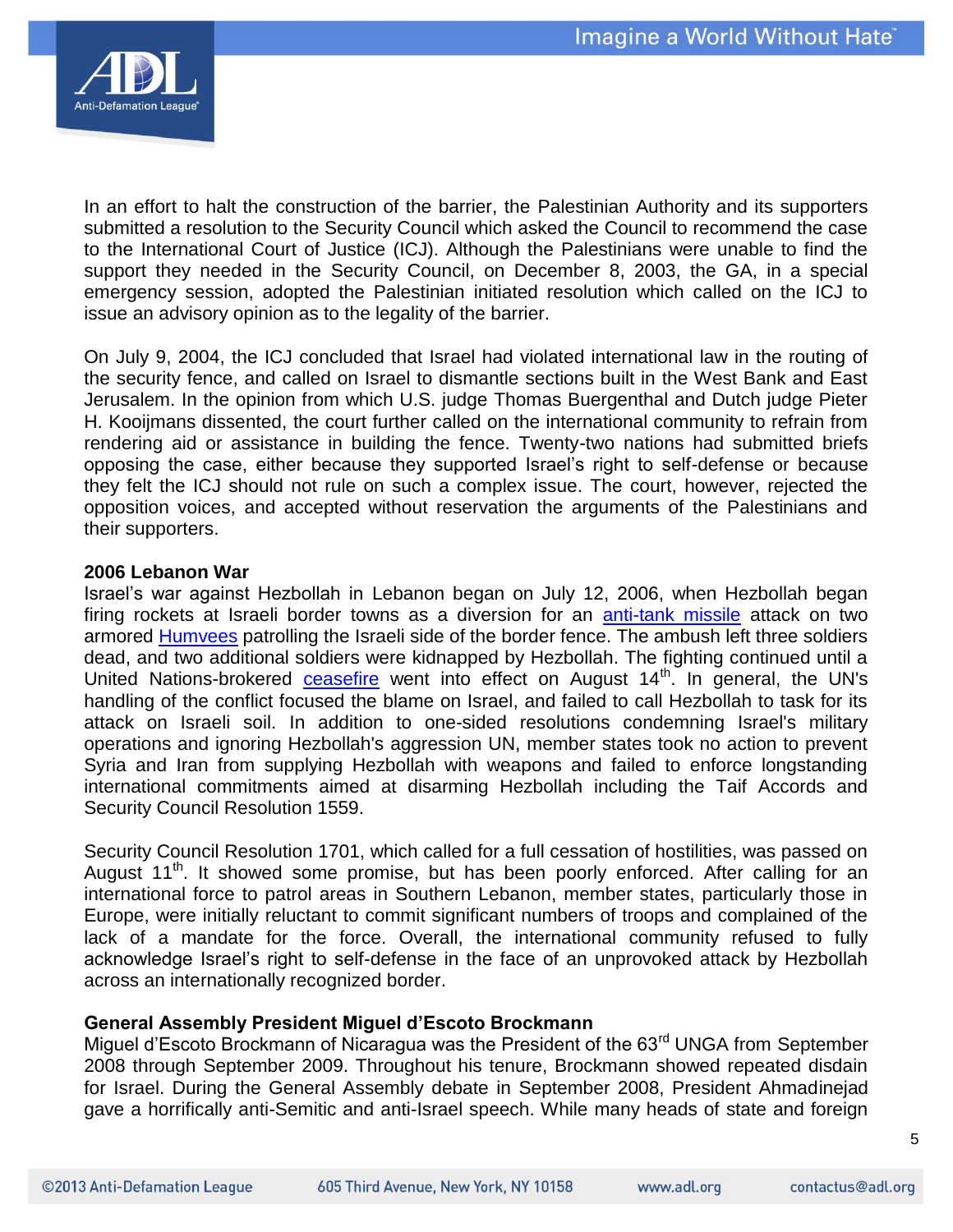In an effort to halt the construction of the barrier, the Palestinian Authority and its supporters submitted a resolution to the Security Council which asked the Council to recommend the case to the International Court of Justice (ICJ). Although the Palestinians were unable to find the support they needed in the Security Council, on December 8, 2003, the GA, in a special emergency session, adopted the Palestinian initiated resolution which called on the ICJ to issue an advisory opinion as to the legality of the barrier.

On July 9, 2004, the ICJ concluded that Israel had violated international law in the routing of the security fence, and called on Israel to dismantle sections built in the West Bank and East Jerusalem. In the opinion from which U.S. judge Thomas Buergenthal and Dutch judge Pieter H. Kooijmans dissented, the court further called on the international community to refrain from rendering aid or assistance in building the fence. Twenty-two nations had submitted briefs opposing the case, either because they supported Israel's right to self-defense or because they felt the ICJ should not rule on such a complex issue. The court, however, rejected the opposition voices, and accepted without reservation the arguments of the Palestinians and their supporters.

**2006 Lebanon War**

Israel's war against Hezbollah in Lebanon began on July 12, 2006, when Hezbollah began firing rockets at Israeli border towns as a diversion for an anti-tank missile attack on two armored Humvees patrolling the Israeli side of the border fence. The ambush left three soldiers dead, and two additional soldiers were kidnapped by Hezbollah. The fighting continued until a United Nations-brokered ceasefire went into effect on August 14th. In general, the UN's handling of the conflict focused the blame on Israel, and failed to call Hezbollah to task for its attack on Israeli soil. In addition to one-sided resolutions condemning Israel's military operations and ignoring Hezbollah's aggression UN, member states took no action to prevent Syria and Iran from supplying Hezbollah with weapons and failed to enforce longstanding international commitments aimed at disarming Hezbollah including the Taif Accords and Security Council Resolution 1559.

Security Council Resolution 1701, which called for a full cessation of hostilities, was passed on August 11th. It showed some promise, but has been poorly enforced. After calling for an international force to patrol areas in Southern Lebanon, member states, particularly those in Europe, were initially reluctant to commit significant numbers of troops and complained of the lack of a mandate for the force. Overall, the international community refused to fully acknowledge Israel's right to self-defense in the face of an unprovoked attack by Hezbollah across an internationally recognized border.

**General Assembly President Miguel d'Escoto Brockmann**

Miguel d'Escoto Brockmann of Nicaragua was the President of the 63rd UNGA from September 2008 through September 2009. Throughout his tenure, Brockmann showed repeated disdain for Israel. During the General Assembly debate in September 2008, President Ahmadinejad gave a horrifically anti-Semitic and anti-Israel speech. While many heads of state and foreign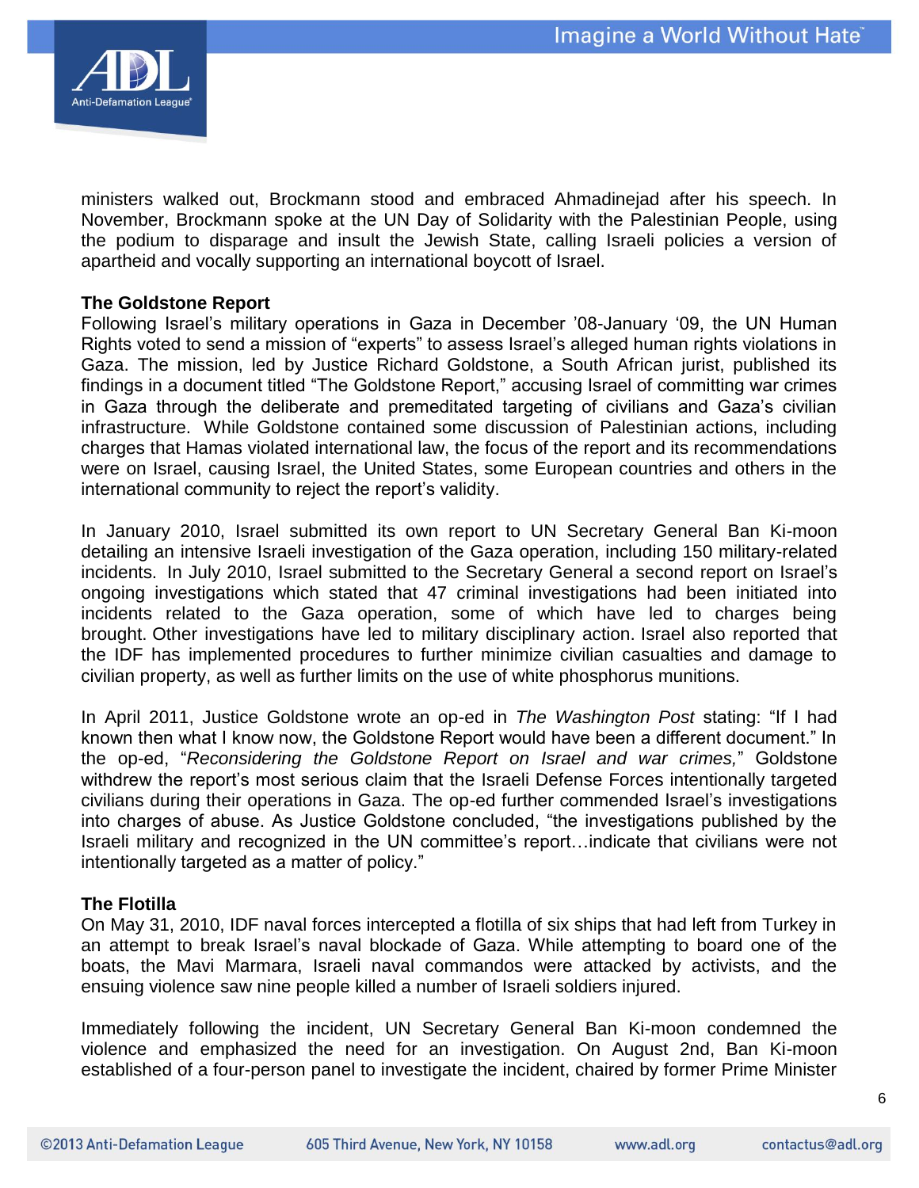ministers walked out, Brockmann stood and embraced Ahmadinejad after his speech. In November, Brockmann spoke at the UN Day of Solidarity with the Palestinian People, using the podium to disparage and insult the Jewish State, calling Israeli policies a version of apartheid and vocally supporting an international boycott of Israel.

**The Goldstone Report**

Following Israel's military operations in Gaza in December '08-January '09, the UN Human Rights voted to send a mission of "experts" to assess Israel's alleged human rights violations in Gaza. The mission, led by Justice Richard Goldstone, a South African jurist, published its findings in a document titled "The Goldstone Report," accusing Israel of committing war crimes in Gaza through the deliberate and premeditated targeting of civilians and Gaza's civilian infrastructure. While Goldstone contained some discussion of Palestinian actions, including charges that Hamas violated international law, the focus of the report and its recommendations were on Israel, causing Israel, the United States, some European countries and others in the international community to reject the report's validity.

In January 2010, Israel submitted its own report to UN Secretary General Ban Ki-moon detailing an intensive Israeli investigation of the Gaza operation, including 150 military-related incidents. In July 2010, Israel submitted to the Secretary General a second report on Israel's ongoing investigations which stated that 47 criminal investigations had been initiated into incidents related to the Gaza operation, some of which have led to charges being brought. Other investigations have led to military disciplinary action. Israel also reported that the IDF has implemented procedures to further minimize civilian casualties and damage to civilian property, as well as further limits on the use of white phosphorus munitions.

In April 2011, Justice Goldstone wrote an op-ed in *The Washington Post* stating: "If I had known then what I know now, the Goldstone Report would have been a different document." In the op-ed, "*Reconsidering the Goldstone Report on Israel and war crimes,*" Goldstone withdrew the report's most serious claim that the Israeli Defense Forces intentionally targeted civilians during their operations in Gaza. The op-ed further commended Israel's investigations into charges of abuse. As Justice Goldstone concluded, "the investigations published by the Israeli military and recognized in the UN committee's report…indicate that civilians were not intentionally targeted as a matter of policy."

**The Flotilla**

On May 31, 2010, IDF naval forces intercepted a flotilla of six ships that had left from Turkey in an attempt to break Israel's naval blockade of Gaza. While attempting to board one of the boats, the Mavi Marmara, Israeli naval commandos were attacked by activists, and the ensuing violence saw nine people killed a number of Israeli soldiers injured.

Immediately following the incident, UN Secretary General Ban Ki-moon condemned the violence and emphasized the need for an investigation. On August 2nd, Ban Ki-moon established of a four-person panel to investigate the incident, chaired by former Prime Minister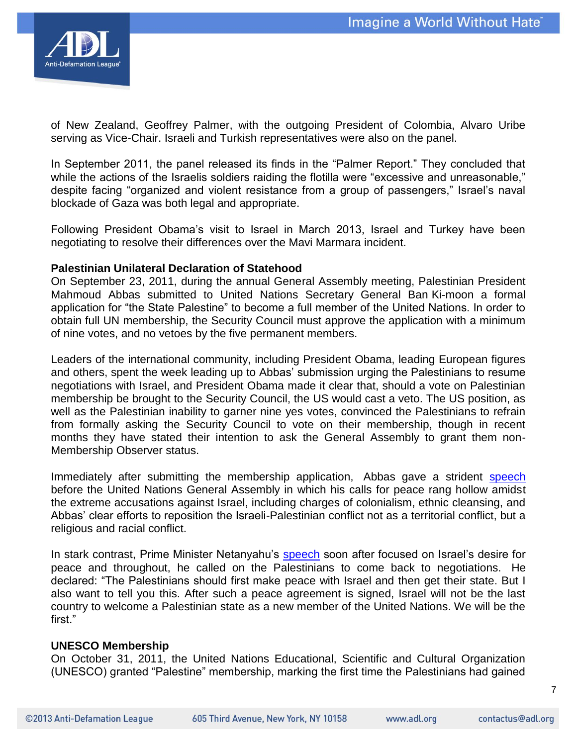of New Zealand, Geoffrey Palmer, with the outgoing President of Colombia, Alvaro Uribe serving as Vice-Chair. Israeli and Turkish representatives were also on the panel.

In September 2011, the panel released its finds in the "Palmer Report." They concluded that while the actions of the Israelis soldiers raiding the flotilla were "excessive and unreasonable," despite facing "organized and violent resistance from a group of passengers," Israel's naval blockade of Gaza was both legal and appropriate.

Following President Obama's visit to Israel in March 2013, Israel and Turkey have been negotiating to resolve their differences over the Mavi Marmara incident.

**Palestinian Unilateral Declaration of Statehood**

On September 23, 2011, during the annual General Assembly meeting, Palestinian President Mahmoud Abbas submitted to United Nations Secretary General Ban Ki-moon a formal application for "the State Palestine" to become a full member of the United Nations. In order to obtain full UN membership, the Security Council must approve the application with a minimum of nine votes, and no vetoes by the five permanent members.

Leaders of the international community, including President Obama, leading European figures and others, spent the week leading up to Abbas' submission urging the Palestinians to resume negotiations with Israel, and President Obama made it clear that, should a vote on Palestinian membership be brought to the Security Council, the US would cast a veto. The US position, as well as the Palestinian inability to garner nine yes votes, convinced the Palestinians to refrain from formally asking the Security Council to vote on their membership, though in recent months they have stated their intention to ask the General Assembly to grant them non-Membership Observer status.

Immediately after submitting the membership application, Abbas gave a strident speech before the United Nations General Assembly in which his calls for peace rang hollow amidst the extreme accusations against Israel, including charges of colonialism, ethnic cleansing, and Abbas' clear efforts to reposition the Israeli-Palestinian conflict not as a territorial conflict, but a religious and racial conflict.

In stark contrast, Prime Minister Netanyahu's speech soon after focused on Israel's desire for peace and throughout, he called on the Palestinians to come back to negotiations. He declared: "The Palestinians should first make peace with Israel and then get their state. But I also want to tell you this. After such a peace agreement is signed, Israel will not be the last country to welcome a Palestinian state as a new member of the United Nations. We will be the first."

**UNESCO Membership**

On October 31, 2011, the United Nations Educational, Scientific and Cultural Organization (UNESCO) granted "Palestine" membership, marking the first time the Palestinians had gained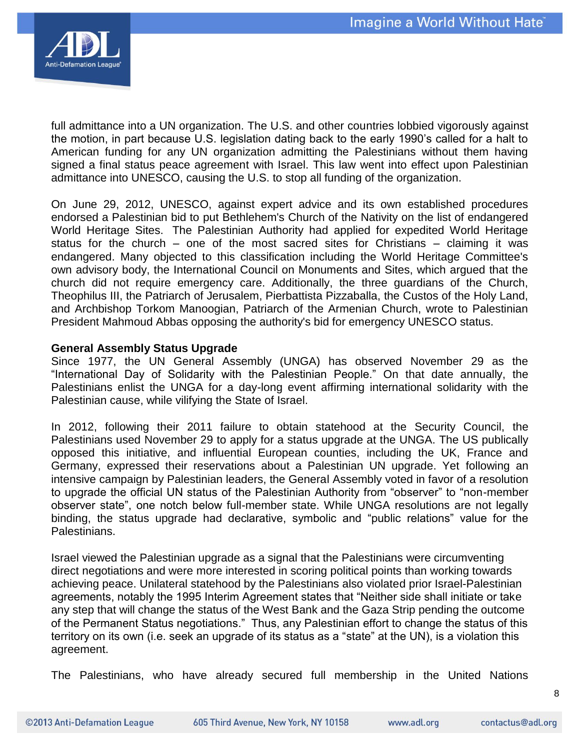full admittance into a UN organization. The U.S. and other countries lobbied vigorously against the motion, in part because U.S. legislation dating back to the early 1990's called for a halt to American funding for any UN organization admitting the Palestinians without them having signed a final status peace agreement with Israel. This law went into effect upon Palestinian admittance into UNESCO, causing the U.S. to stop all funding of the organization.

On June 29, 2012, UNESCO, against expert advice and its own established procedures endorsed a Palestinian bid to put Bethlehem's Church of the Nativity on the list of endangered World Heritage Sites. The Palestinian Authority had applied for expedited World Heritage status for the church – one of the most sacred sites for Christians – claiming it was endangered. Many objected to this classification including the World Heritage Committee's own advisory body, the International Council on Monuments and Sites, which argued that the church did not require emergency care. Additionally, the three guardians of the Church, Theophilus III, the Patriarch of Jerusalem, Pierbattista Pizzaballa, the Custos of the Holy Land, and Archbishop Torkom Manoogian, Patriarch of the Armenian Church, wrote to Palestinian President Mahmoud Abbas opposing the authority's bid for emergency UNESCO status.

**General Assembly Status Upgrade**

Since 1977, the UN General Assembly (UNGA) has observed November 29 as the "International Day of Solidarity with the Palestinian People." On that date annually, the Palestinians enlist the UNGA for a day-long event affirming international solidarity with the Palestinian cause, while vilifying the State of Israel.

In 2012, following their 2011 failure to obtain statehood at the Security Council, the Palestinians used November 29 to apply for a status upgrade at the UNGA. The US publically opposed this initiative, and influential European counties, including the UK, France and Germany, expressed their reservations about a Palestinian UN upgrade. Yet following an intensive campaign by Palestinian leaders, the General Assembly voted in favor of a resolution to upgrade the official UN status of the Palestinian Authority from "observer" to "non-member observer state", one notch below full-member state. While UNGA resolutions are not legally binding, the status upgrade had declarative, symbolic and "public relations" value for the Palestinians.

Israel viewed the Palestinian upgrade as a signal that the Palestinians were circumventing direct negotiations and were more interested in scoring political points than working towards achieving peace. Unilateral statehood by the Palestinians also violated prior Israel-Palestinian agreements, notably the 1995 Interim Agreement states that "Neither side shall initiate or take any step that will change the status of the West Bank and the Gaza Strip pending the outcome of the Permanent Status negotiations." Thus, any Palestinian effort to change the status of this territory on its own (i.e. seek an upgrade of its status as a "state" at the UN), is a violation this agreement.

The Palestinians, who have already secured full membership in the United Nations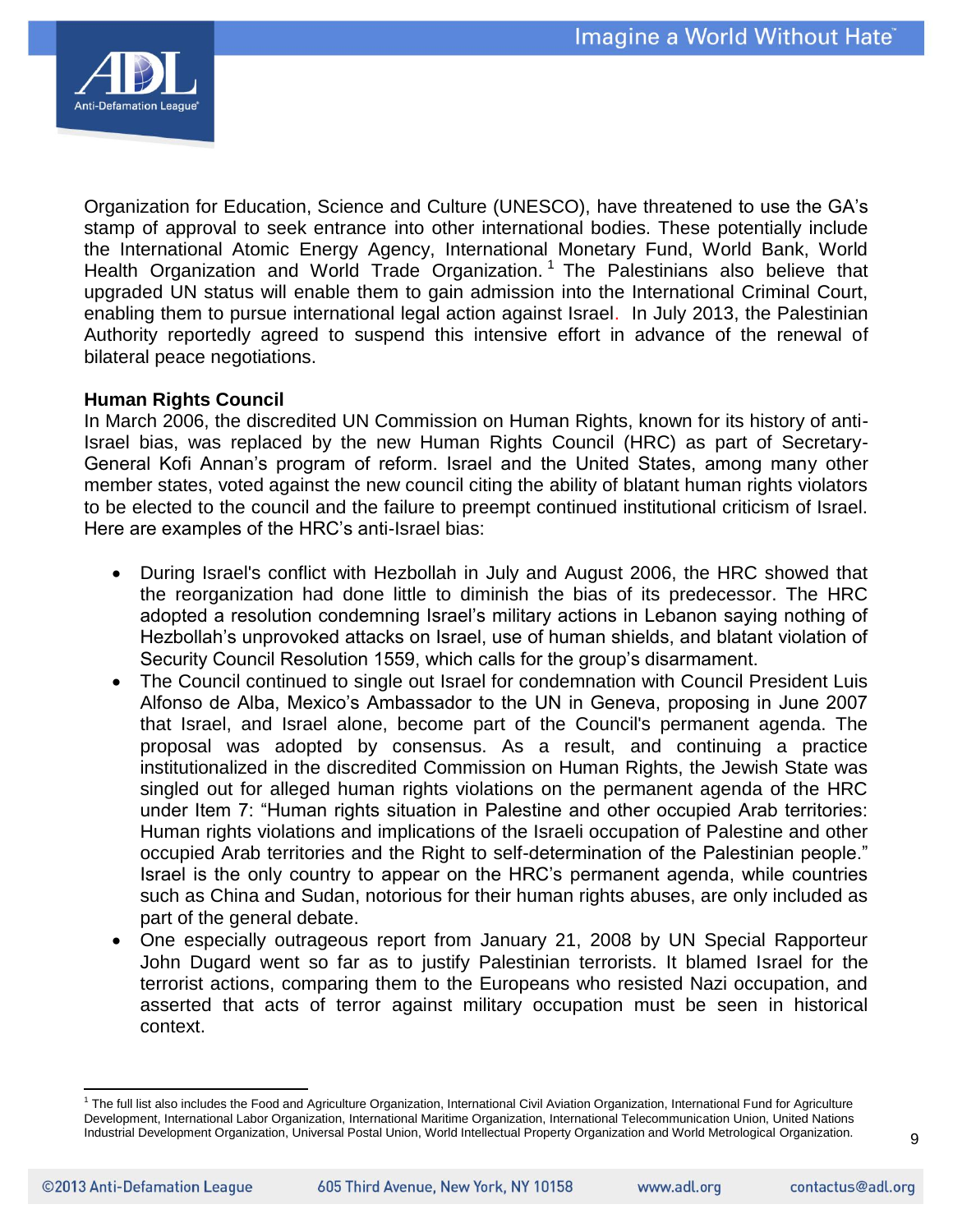Organization for Education, Science and Culture (UNESCO), have threatened to use the GA's stamp of approval to seek entrance into other international bodies. These potentially include the International Atomic Energy Agency, International Monetary Fund, World Bank, World Health Organization and World Trade Organization.[1] The Palestinians also believe that upgraded UN status will enable them to gain admission into the International Criminal Court, enabling them to pursue international legal action against Israel. In July 2013, the Palestinian Authority reportedly agreed to suspend this intensive effort in advance of the renewal of bilateral peace negotiations.

**Human Rights Council**

In March 2006, the discredited UN Commission on Human Rights, known for its history of anti-Israel bias, was replaced by the new Human Rights Council (HRC) as part of Secretary-General Kofi Annan's program of reform. Israel and the United States, among many other member states, voted against the new council citing the ability of blatant human rights violators to be elected to the council and the failure to preempt continued institutional criticism of Israel. Here are examples of the HRC's anti-Israel bias:

- During Israel's conflict with Hezbollah in July and August 2006, the HRC showed that the reorganization had done little to diminish the bias of its predecessor. The HRC adopted a resolution condemning Israel's military actions in Lebanon saying nothing of Hezbollah's unprovoked attacks on Israel, use of human shields, and blatant violation of Security Council Resolution 1559, which calls for the group's disarmament.
- The Council continued to single out Israel for condemnation with Council President Luis Alfonso de Alba, Mexico's Ambassador to the UN in Geneva, proposing in June 2007 that Israel, and Israel alone, become part of the Council's permanent agenda. The proposal was adopted by consensus. As a result, and continuing a practice institutionalized in the discredited Commission on Human Rights, the Jewish State was singled out for alleged human rights violations on the permanent agenda of the HRC under Item 7: "Human rights situation in Palestine and other occupied Arab territories: Human rights violations and implications of the Israeli occupation of Palestine and other occupied Arab territories and the Right to self-determination of the Palestinian people." Israel is the only country to appear on the HRC's permanent agenda, while countries such as China and Sudan, notorious for their human rights abuses, are only included as part of the general debate.
- One especially outrageous report from January 21, 2008 by UN Special Rapporteur John Dugard went so far as to justify Palestinian terrorists. It blamed Israel for the terrorist actions, comparing them to the Europeans who resisted Nazi occupation, and asserted that acts of terror against military occupation must be seen in historical context.

[1] The full list also includes the Food and Agriculture Organization, International Civil Aviation Organization, International Fund for Agriculture Development, International Labor Organization, International Maritime Organization, International Telecommunication Union, United Nations Industrial Development Organization, Universal Postal Union, World Intellectual Property Organization and World Metrological Organization.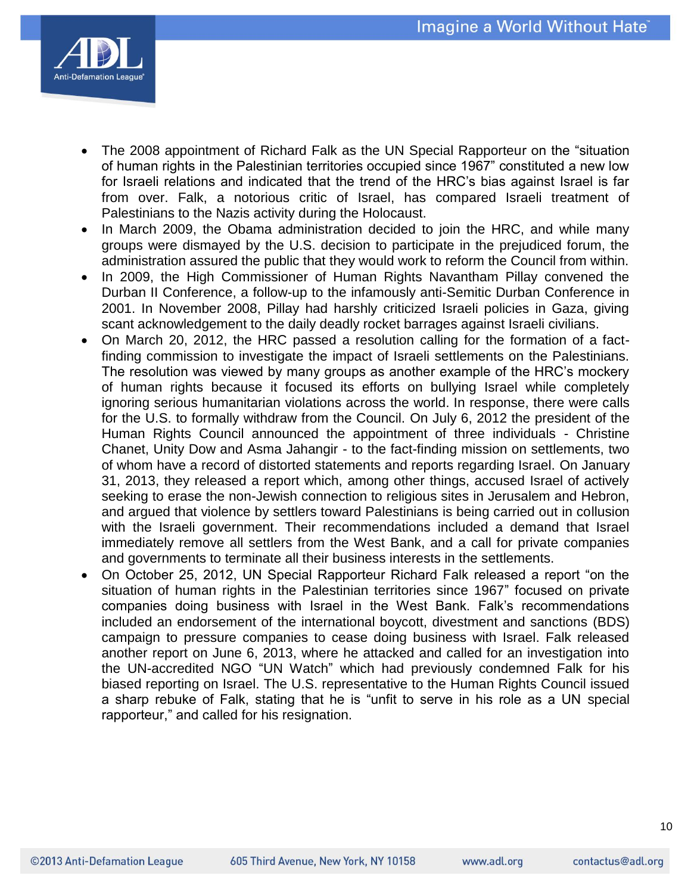- The 2008 appointment of Richard Falk as the UN Special Rapporteur on the "situation of human rights in the Palestinian territories occupied since 1967" constituted a new low for Israeli relations and indicated that the trend of the HRC's bias against Israel is far from over. Falk, a notorious critic of Israel, has compared Israeli treatment of Palestinians to the Nazis activity during the Holocaust.
- In March 2009, the Obama administration decided to join the HRC, and while many groups were dismayed by the U.S. decision to participate in the prejudiced forum, the administration assured the public that they would work to reform the Council from within.
- In 2009, the High Commissioner of Human Rights Navantham Pillay convened the Durban II Conference, a follow-up to the infamously anti-Semitic Durban Conference in 2001. In November 2008, Pillay had harshly criticized Israeli policies in Gaza, giving scant acknowledgement to the daily deadly rocket barrages against Israeli civilians.
- On March 20, 2012, the HRC passed a resolution calling for the formation of a fact-finding commission to investigate the impact of Israeli settlements on the Palestinians. The resolution was viewed by many groups as another example of the HRC's mockery of human rights because it focused its efforts on bullying Israel while completely ignoring serious humanitarian violations across the world. In response, there were calls for the U.S. to formally withdraw from the Council. On July 6, 2012 the president of the Human Rights Council announced the appointment of three individuals - Christine Chanet, Unity Dow and Asma Jahangir - to the fact-finding mission on settlements, two of whom have a record of distorted statements and reports regarding Israel. On January 31, 2013, they released a report which, among other things, accused Israel of actively seeking to erase the non-Jewish connection to religious sites in Jerusalem and Hebron, and argued that violence by settlers toward Palestinians is being carried out in collusion with the Israeli government. Their recommendations included a demand that Israel immediately remove all settlers from the West Bank, and a call for private companies and governments to terminate all their business interests in the settlements.
- On October 25, 2012, UN Special Rapporteur Richard Falk released a report "on the situation of human rights in the Palestinian territories since 1967" focused on private companies doing business with Israel in the West Bank. Falk's recommendations included an endorsement of the international boycott, divestment and sanctions (BDS) campaign to pressure companies to cease doing business with Israel. Falk released another report on June 6, 2013, where he attacked and called for an investigation into the UN-accredited NGO "UN Watch" which had previously condemned Falk for his biased reporting on Israel. The U.S. representative to the Human Rights Council issued a sharp rebuke of Falk, stating that he is "unfit to serve in his role as a UN special rapporteur," and called for his resignation.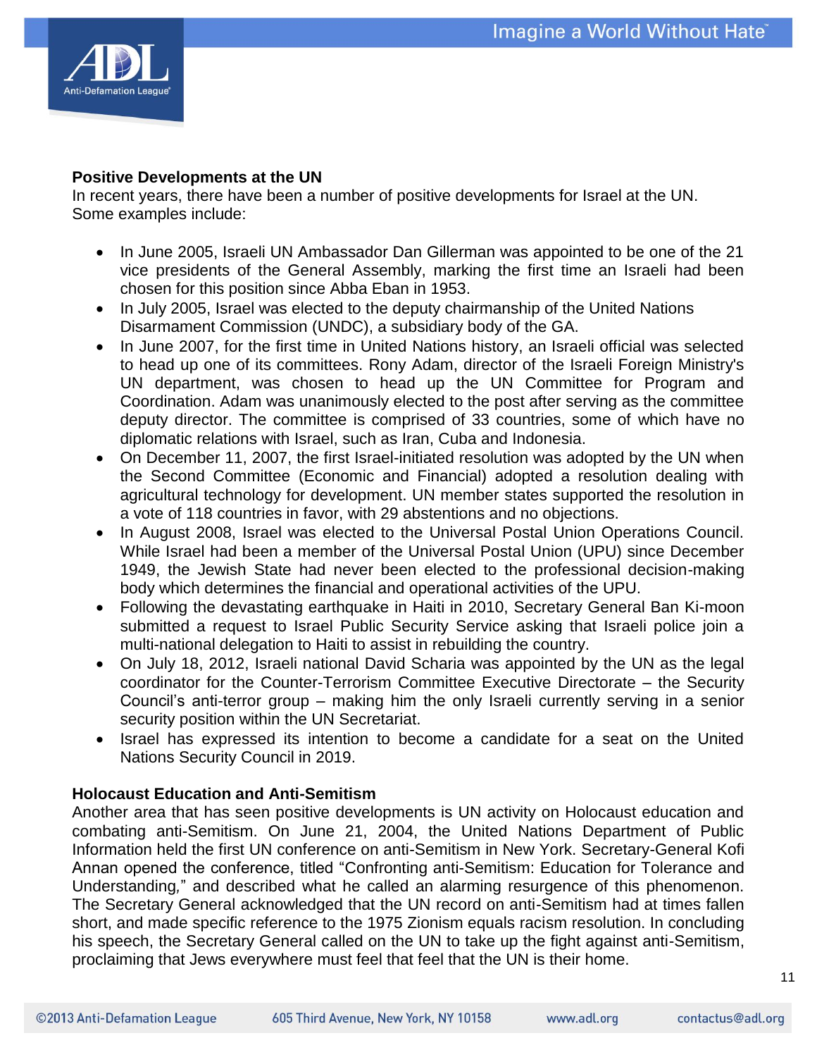**Positive Developments at the UN**

In recent years, there have been a number of positive developments for Israel at the UN. Some examples include:

- In June 2005, Israeli UN Ambassador Dan Gillerman was appointed to be one of the 21 vice presidents of the General Assembly, marking the first time an Israeli had been chosen for this position since Abba Eban in 1953.
- In July 2005, Israel was elected to the deputy chairmanship of the United Nations Disarmament Commission (UNDC), a subsidiary body of the GA.
- In June 2007, for the first time in United Nations history, an Israeli official was selected to head up one of its committees. Rony Adam, director of the Israeli Foreign Ministry's UN department, was chosen to head up the UN Committee for Program and Coordination. Adam was unanimously elected to the post after serving as the committee deputy director. The committee is comprised of 33 countries, some of which have no diplomatic relations with Israel, such as Iran, Cuba and Indonesia.
- On December 11, 2007, the first Israel-initiated resolution was adopted by the UN when the Second Committee (Economic and Financial) adopted a resolution dealing with agricultural technology for development. UN member states supported the resolution in a vote of 118 countries in favor, with 29 abstentions and no objections.
- In August 2008, Israel was elected to the Universal Postal Union Operations Council. While Israel had been a member of the Universal Postal Union (UPU) since December 1949, the Jewish State had never been elected to the professional decision-making body which determines the financial and operational activities of the UPU.
- Following the devastating earthquake in Haiti in 2010, Secretary General Ban Ki-moon submitted a request to Israel Public Security Service asking that Israeli police join a multi-national delegation to Haiti to assist in rebuilding the country.
- On July 18, 2012, Israeli national David Scharia was appointed by the UN as the legal coordinator for the Counter-Terrorism Committee Executive Directorate – the Security Council's anti-terror group – making him the only Israeli currently serving in a senior security position within the UN Secretariat.
- Israel has expressed its intention to become a candidate for a seat on the United Nations Security Council in 2019.

**Holocaust Education and Anti-Semitism**

Another area that has seen positive developments is UN activity on Holocaust education and combating anti-Semitism. On June 21, 2004, the United Nations Department of Public Information held the first UN conference on anti-Semitism in New York. Secretary-General Kofi Annan opened the conference, titled "Confronting anti-Semitism: Education for Tolerance and Understanding," and described what he called an alarming resurgence of this phenomenon. The Secretary General acknowledged that the UN record on anti-Semitism had at times fallen short, and made specific reference to the 1975 Zionism equals racism resolution. In concluding his speech, the Secretary General called on the UN to take up the fight against anti-Semitism, proclaiming that Jews everywhere must feel that feel that the UN is their home.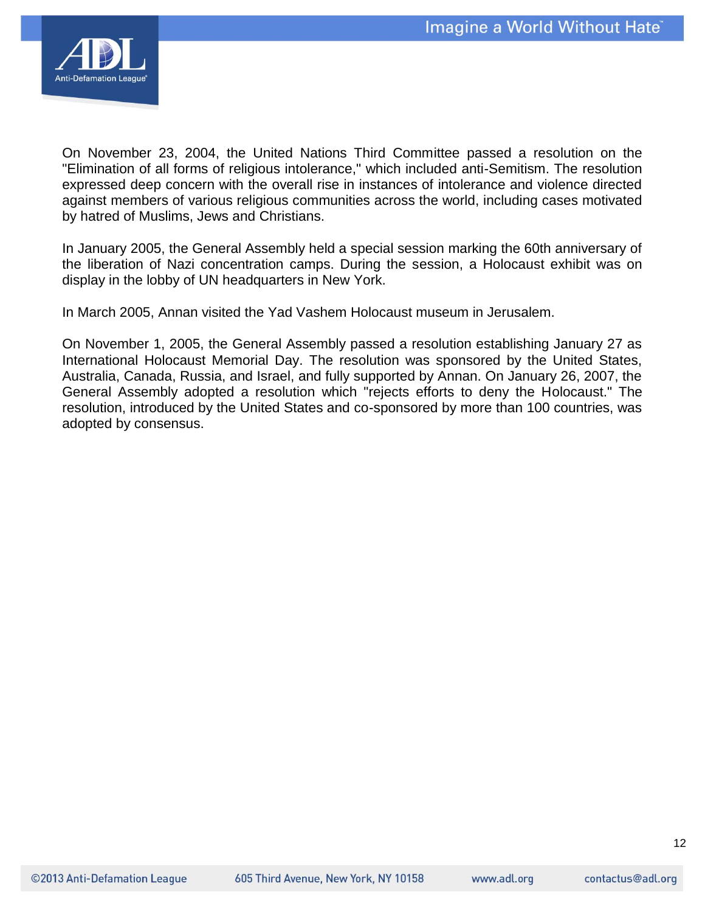On November 23, 2004, the United Nations Third Committee passed a resolution on the "Elimination of all forms of religious intolerance," which included anti-Semitism. The resolution expressed deep concern with the overall rise in instances of intolerance and violence directed against members of various religious communities across the world, including cases motivated by hatred of Muslims, Jews and Christians.

In January 2005, the General Assembly held a special session marking the 60th anniversary of the liberation of Nazi concentration camps. During the session, a Holocaust exhibit was on display in the lobby of UN headquarters in New York.

In March 2005, Annan visited the Yad Vashem Holocaust museum in Jerusalem.

On November 1, 2005, the General Assembly passed a resolution establishing January 27 as International Holocaust Memorial Day. The resolution was sponsored by the United States, Australia, Canada, Russia, and Israel, and fully supported by Annan. On January 26, 2007, the General Assembly adopted a resolution which "rejects efforts to deny the Holocaust." The resolution, introduced by the United States and co-sponsored by more than 100 countries, was adopted by consensus.